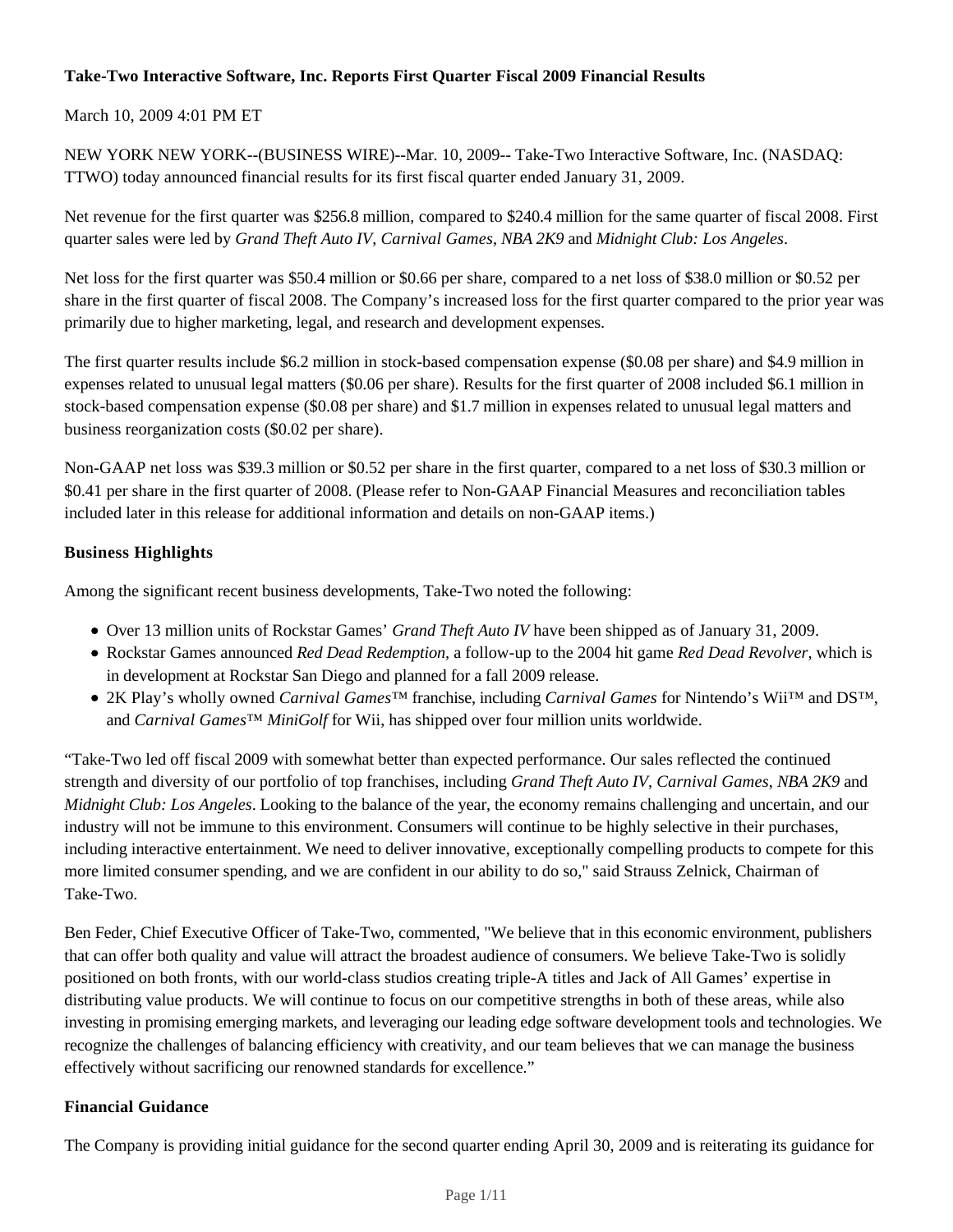**Take-Two Interactive Software, Inc. Reports First Quarter Fiscal 2009 Financial Results**

March 10, 2009 4:01 PM ET

NEW YORK NEW YORK--(BUSINESS WIRE)--Mar. 10, 2009-- Take-Two Interactive Software, Inc. (NASDAQ: TTWO) today announced financial results for its first fiscal quarter ended January 31, 2009.

Net revenue for the first quarter was $256.8 million, compared to $240.4 million for the same quarter of fiscal 2008. First quarter sales were led by *Grand Theft Auto IV*, *Carnival Games*, *NBA 2K9* and *Midnight Club: Los Angeles*.

Net loss for the first quarter was $50.4 million or $0.66 per share, compared to a net loss of $38.0 million or $0.52 per share in the first quarter of fiscal 2008. The Company's increased loss for the first quarter compared to the prior year was primarily due to higher marketing, legal, and research and development expenses.

The first quarter results include $6.2 million in stock-based compensation expense ($0.08 per share) and $4.9 million in expenses related to unusual legal matters ($0.06 per share). Results for the first quarter of 2008 included $6.1 million in stock-based compensation expense ($0.08 per share) and $1.7 million in expenses related to unusual legal matters and business reorganization costs ($0.02 per share).

Non-GAAP net loss was $39.3 million or $0.52 per share in the first quarter, compared to a net loss of $30.3 million or $0.41 per share in the first quarter of 2008. (Please refer to Non-GAAP Financial Measures and reconciliation tables included later in this release for additional information and details on non-GAAP items.)

**Business Highlights**

Among the significant recent business developments, Take-Two noted the following:

- Over 13 million units of Rockstar Games' *Grand Theft Auto IV* have been shipped as of January 31, 2009.
- Rockstar Games announced *Red Dead Redemption*, a follow-up to the 2004 hit game *Red Dead Revolver*, which is in development at Rockstar San Diego and planned for a fall 2009 release.
- 2K Play's wholly owned *Carnival Games*™ franchise, including *Carnival Games* for Nintendo's Wii™ and DS™, and *Carnival Games*™ *MiniGolf* for Wii, has shipped over four million units worldwide.

"Take-Two led off fiscal 2009 with somewhat better than expected performance. Our sales reflected the continued strength and diversity of our portfolio of top franchises, including *Grand Theft Auto IV*, *Carnival Games*, *NBA 2K9* and *Midnight Club: Los Angeles*. Looking to the balance of the year, the economy remains challenging and uncertain, and our industry will not be immune to this environment. Consumers will continue to be highly selective in their purchases, including interactive entertainment. We need to deliver innovative, exceptionally compelling products to compete for this more limited consumer spending, and we are confident in our ability to do so," said Strauss Zelnick, Chairman of Take-Two.

Ben Feder, Chief Executive Officer of Take-Two, commented, "We believe that in this economic environment, publishers that can offer both quality and value will attract the broadest audience of consumers. We believe Take-Two is solidly positioned on both fronts, with our world-class studios creating triple-A titles and Jack of All Games' expertise in distributing value products. We will continue to focus on our competitive strengths in both of these areas, while also investing in promising emerging markets, and leveraging our leading edge software development tools and technologies. We recognize the challenges of balancing efficiency with creativity, and our team believes that we can manage the business effectively without sacrificing our renowned standards for excellence."

**Financial Guidance**

The Company is providing initial guidance for the second quarter ending April 30, 2009 and is reiterating its guidance for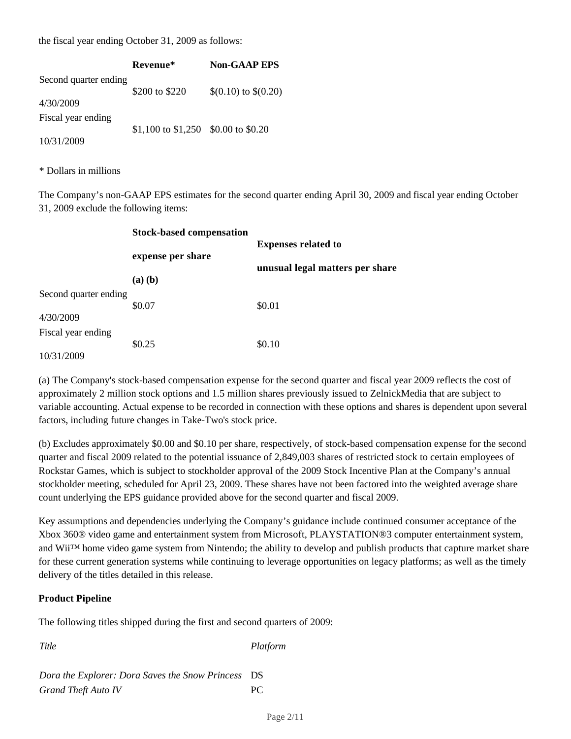the fiscal year ending October 31, 2009 as follows:

| | Revenue* | Non-GAAP EPS |
|---|---|---|
| Second quarter ending 4/30/2009 | $200 to $220 | $(0.10) to $(0.20) |
| Fiscal year ending 10/31/2009 | $1,100 to $1,250 | $0.00 to $0.20 |

* Dollars in millions

The Company's non-GAAP EPS estimates for the second quarter ending April 30, 2009 and fiscal year ending October 31, 2009 exclude the following items:

| | Stock-based compensation expense per share (a) (b) | Expenses related to unusual legal matters per share |
|---|---|---|
| Second quarter ending 4/30/2009 | $0.07 | $0.01 |
| Fiscal year ending 10/31/2009 | $0.25 | $0.10 |

(a) The Company's stock-based compensation expense for the second quarter and fiscal year 2009 reflects the cost of approximately 2 million stock options and 1.5 million shares previously issued to ZelnickMedia that are subject to variable accounting. Actual expense to be recorded in connection with these options and shares is dependent upon several factors, including future changes in Take-Two's stock price.

(b) Excludes approximately $0.00 and $0.10 per share, respectively, of stock-based compensation expense for the second quarter and fiscal 2009 related to the potential issuance of 2,849,003 shares of restricted stock to certain employees of Rockstar Games, which is subject to stockholder approval of the 2009 Stock Incentive Plan at the Company's annual stockholder meeting, scheduled for April 23, 2009. These shares have not been factored into the weighted average share count underlying the EPS guidance provided above for the second quarter and fiscal 2009.

Key assumptions and dependencies underlying the Company's guidance include continued consumer acceptance of the Xbox 360® video game and entertainment system from Microsoft, PLAYSTATION®3 computer entertainment system, and Wii™ home video game system from Nintendo; the ability to develop and publish products that capture market share for these current generation systems while continuing to leverage opportunities on legacy platforms; as well as the timely delivery of the titles detailed in this release.

**Product Pipeline**

The following titles shipped during the first and second quarters of 2009:

| *Title* | *Platform* |
|---|---|
| *Dora the Explorer: Dora Saves the Snow Princess* | DS |
| *Grand Theft Auto IV* | PC |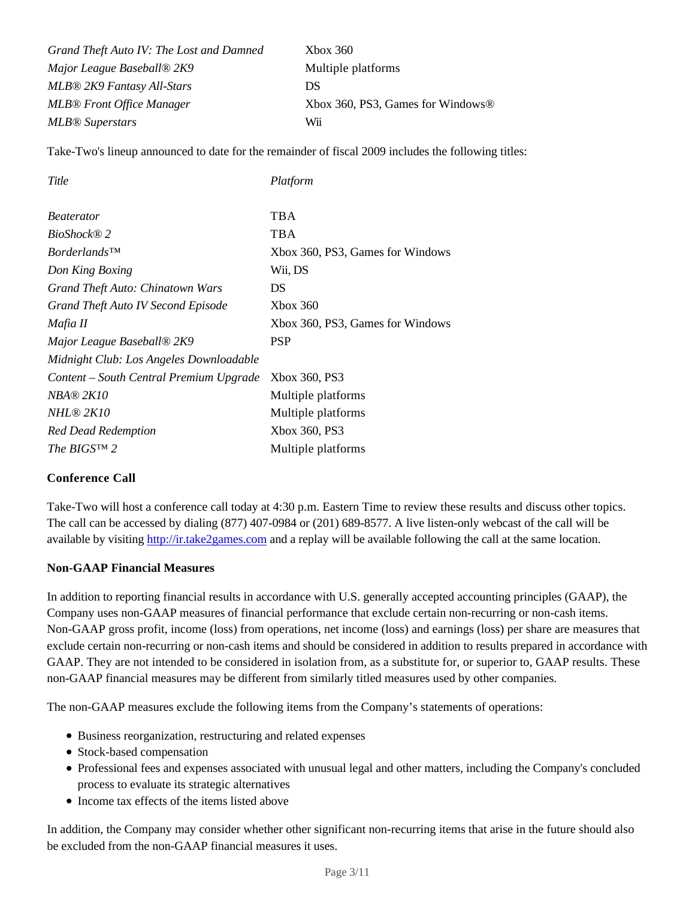| | |
|---|---|
| *Grand Theft Auto IV: The Lost and Damned* | Xbox 360 |
| *Major League Baseball® 2K9* | Multiple platforms |
| *MLB® 2K9 Fantasy All-Stars* | DS |
| *MLB® Front Office Manager* | Xbox 360, PS3, Games for Windows® |
| *MLB® Superstars* | Wii |

Take-Two's lineup announced to date for the remainder of fiscal 2009 includes the following titles:

| *Title* | *Platform* |
|---|---|
| *Beaterator* | TBA |
| *BioShock® 2* | TBA |
| *Borderlands™* | Xbox 360, PS3, Games for Windows |
| *Don King Boxing* | Wii, DS |
| *Grand Theft Auto: Chinatown Wars* | DS |
| *Grand Theft Auto IV Second Episode* | Xbox 360 |
| *Mafia II* | Xbox 360, PS3, Games for Windows |
| *Major League Baseball® 2K9* | PSP |
| *Midnight Club: Los Angeles Downloadable Content – South Central Premium Upgrade* | Xbox 360, PS3 |
| *NBA® 2K10* | Multiple platforms |
| *NHL® 2K10* | Multiple platforms |
| *Red Dead Redemption* | Xbox 360, PS3 |
| *The BIGS™ 2* | Multiple platforms |

**Conference Call**

Take-Two will host a conference call today at 4:30 p.m. Eastern Time to review these results and discuss other topics. The call can be accessed by dialing (877) 407-0984 or (201) 689-8577. A live listen-only webcast of the call will be available by visiting http://ir.take2games.com and a replay will be available following the call at the same location.

**Non-GAAP Financial Measures**

In addition to reporting financial results in accordance with U.S. generally accepted accounting principles (GAAP), the Company uses non-GAAP measures of financial performance that exclude certain non-recurring or non-cash items. Non-GAAP gross profit, income (loss) from operations, net income (loss) and earnings (loss) per share are measures that exclude certain non-recurring or non-cash items and should be considered in addition to results prepared in accordance with GAAP. They are not intended to be considered in isolation from, as a substitute for, or superior to, GAAP results. These non-GAAP financial measures may be different from similarly titled measures used by other companies.

The non-GAAP measures exclude the following items from the Company's statements of operations:

- Business reorganization, restructuring and related expenses
- Stock-based compensation
- Professional fees and expenses associated with unusual legal and other matters, including the Company's concluded process to evaluate its strategic alternatives
- Income tax effects of the items listed above

In addition, the Company may consider whether other significant non-recurring items that arise in the future should also be excluded from the non-GAAP financial measures it uses.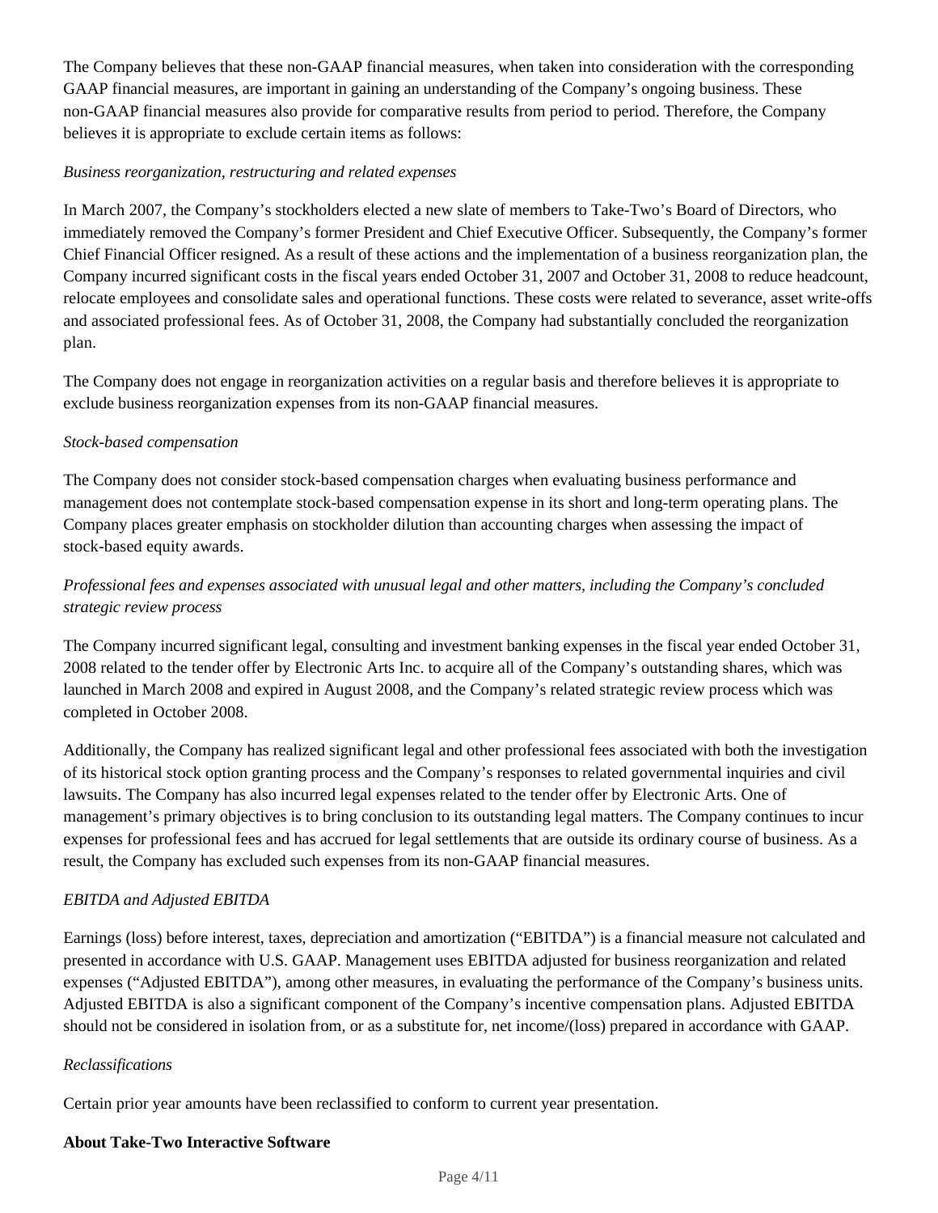The Company believes that these non-GAAP financial measures, when taken into consideration with the corresponding GAAP financial measures, are important in gaining an understanding of the Company's ongoing business. These non-GAAP financial measures also provide for comparative results from period to period. Therefore, the Company believes it is appropriate to exclude certain items as follows:

*Business reorganization, restructuring and related expenses*

In March 2007, the Company's stockholders elected a new slate of members to Take-Two's Board of Directors, who immediately removed the Company's former President and Chief Executive Officer. Subsequently, the Company's former Chief Financial Officer resigned. As a result of these actions and the implementation of a business reorganization plan, the Company incurred significant costs in the fiscal years ended October 31, 2007 and October 31, 2008 to reduce headcount, relocate employees and consolidate sales and operational functions. These costs were related to severance, asset write-offs and associated professional fees. As of October 31, 2008, the Company had substantially concluded the reorganization plan.

The Company does not engage in reorganization activities on a regular basis and therefore believes it is appropriate to exclude business reorganization expenses from its non-GAAP financial measures.

*Stock-based compensation*

The Company does not consider stock-based compensation charges when evaluating business performance and management does not contemplate stock-based compensation expense in its short and long-term operating plans. The Company places greater emphasis on stockholder dilution than accounting charges when assessing the impact of stock-based equity awards.

*Professional fees and expenses associated with unusual legal and other matters, including the Company's concluded strategic review process*

The Company incurred significant legal, consulting and investment banking expenses in the fiscal year ended October 31, 2008 related to the tender offer by Electronic Arts Inc. to acquire all of the Company's outstanding shares, which was launched in March 2008 and expired in August 2008, and the Company's related strategic review process which was completed in October 2008.

Additionally, the Company has realized significant legal and other professional fees associated with both the investigation of its historical stock option granting process and the Company's responses to related governmental inquiries and civil lawsuits. The Company has also incurred legal expenses related to the tender offer by Electronic Arts. One of management's primary objectives is to bring conclusion to its outstanding legal matters. The Company continues to incur expenses for professional fees and has accrued for legal settlements that are outside its ordinary course of business. As a result, the Company has excluded such expenses from its non-GAAP financial measures.

*EBITDA and Adjusted EBITDA*

Earnings (loss) before interest, taxes, depreciation and amortization ("EBITDA") is a financial measure not calculated and presented in accordance with U.S. GAAP. Management uses EBITDA adjusted for business reorganization and related expenses ("Adjusted EBITDA"), among other measures, in evaluating the performance of the Company's business units. Adjusted EBITDA is also a significant component of the Company's incentive compensation plans. Adjusted EBITDA should not be considered in isolation from, or as a substitute for, net income/(loss) prepared in accordance with GAAP.

*Reclassifications*

Certain prior year amounts have been reclassified to conform to current year presentation.

**About Take-Two Interactive Software**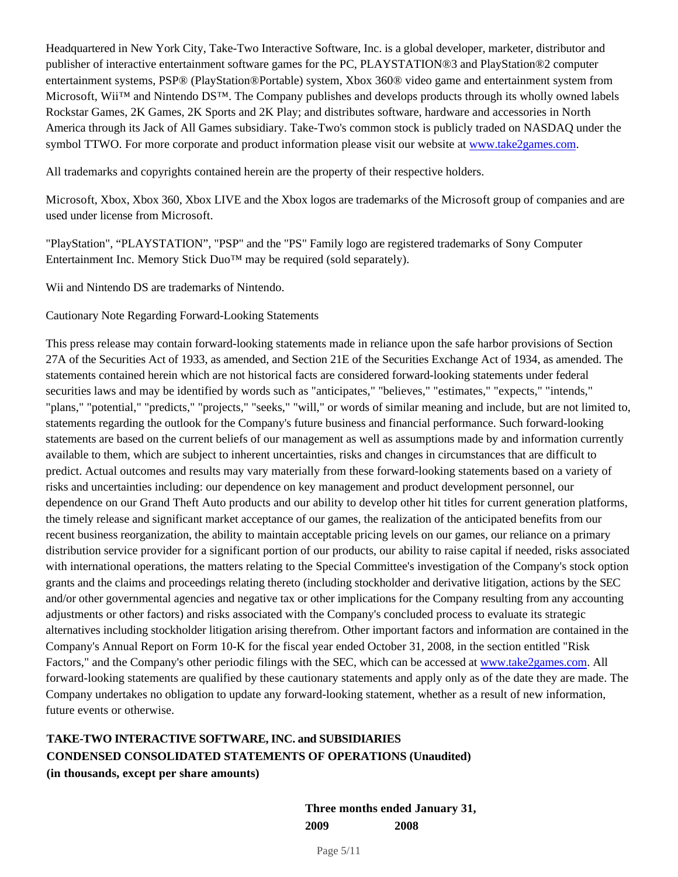Headquartered in New York City, Take-Two Interactive Software, Inc. is a global developer, marketer, distributor and publisher of interactive entertainment software games for the PC, PLAYSTATION®3 and PlayStation®2 computer entertainment systems, PSP® (PlayStation®Portable) system, Xbox 360® video game and entertainment system from Microsoft, Wii™ and Nintendo DS™. The Company publishes and develops products through its wholly owned labels Rockstar Games, 2K Games, 2K Sports and 2K Play; and distributes software, hardware and accessories in North America through its Jack of All Games subsidiary. Take-Two's common stock is publicly traded on NASDAQ under the symbol TTWO. For more corporate and product information please visit our website at www.take2games.com.

All trademarks and copyrights contained herein are the property of their respective holders.

Microsoft, Xbox, Xbox 360, Xbox LIVE and the Xbox logos are trademarks of the Microsoft group of companies and are used under license from Microsoft.

"PlayStation", "PLAYSTATION", "PSP" and the "PS" Family logo are registered trademarks of Sony Computer Entertainment Inc. Memory Stick Duo™ may be required (sold separately).

Wii and Nintendo DS are trademarks of Nintendo.

Cautionary Note Regarding Forward-Looking Statements

This press release may contain forward-looking statements made in reliance upon the safe harbor provisions of Section 27A of the Securities Act of 1933, as amended, and Section 21E of the Securities Exchange Act of 1934, as amended. The statements contained herein which are not historical facts are considered forward-looking statements under federal securities laws and may be identified by words such as "anticipates," "believes," "estimates," "expects," "intends," "plans," "potential," "predicts," "projects," "seeks," "will," or words of similar meaning and include, but are not limited to, statements regarding the outlook for the Company's future business and financial performance. Such forward-looking statements are based on the current beliefs of our management as well as assumptions made by and information currently available to them, which are subject to inherent uncertainties, risks and changes in circumstances that are difficult to predict. Actual outcomes and results may vary materially from these forward-looking statements based on a variety of risks and uncertainties including: our dependence on key management and product development personnel, our dependence on our Grand Theft Auto products and our ability to develop other hit titles for current generation platforms, the timely release and significant market acceptance of our games, the realization of the anticipated benefits from our recent business reorganization, the ability to maintain acceptable pricing levels on our games, our reliance on a primary distribution service provider for a significant portion of our products, our ability to raise capital if needed, risks associated with international operations, the matters relating to the Special Committee's investigation of the Company's stock option grants and the claims and proceedings relating thereto (including stockholder and derivative litigation, actions by the SEC and/or other governmental agencies and negative tax or other implications for the Company resulting from any accounting adjustments or other factors) and risks associated with the Company's concluded process to evaluate its strategic alternatives including stockholder litigation arising therefrom. Other important factors and information are contained in the Company's Annual Report on Form 10-K for the fiscal year ended October 31, 2008, in the section entitled "Risk Factors," and the Company's other periodic filings with the SEC, which can be accessed at www.take2games.com. All forward-looking statements are qualified by these cautionary statements and apply only as of the date they are made. The Company undertakes no obligation to update any forward-looking statement, whether as a result of new information, future events or otherwise.

**TAKE-TWO INTERACTIVE SOFTWARE, INC. and SUBSIDIARIES**
**CONDENSED CONSOLIDATED STATEMENTS OF OPERATIONS (Unaudited)**
**(in thousands, except per share amounts)**

| | Three months ended January 31, | |
|---|---|---|
| | **2009** | **2008** |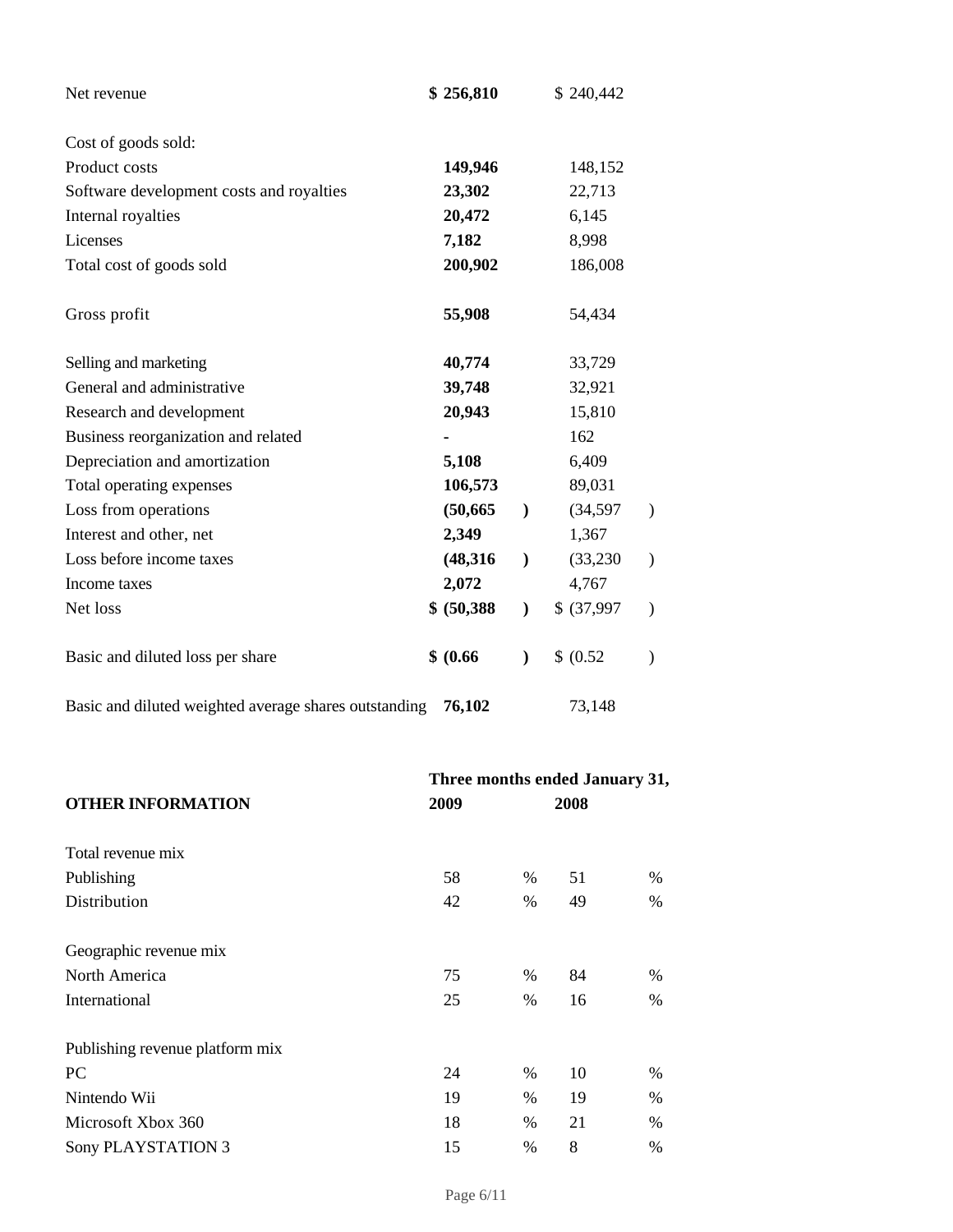| | | |
|---|---|---|
| Net revenue | **$ 256,810** | $ 240,442 |
| | | |
| Cost of goods sold: | | |
| Product costs | **149,946** | 148,152 |
| Software development costs and royalties | **23,302** | 22,713 |
| Internal royalties | **20,472** | 6,145 |
| Licenses | **7,182** | 8,998 |
| Total cost of goods sold | **200,902** | 186,008 |
| | | |
| Gross profit | **55,908** | 54,434 |
| | | |
| Selling and marketing | **40,774** | 33,729 |
| General and administrative | **39,748** | 32,921 |
| Research and development | **20,943** | 15,810 |
| Business reorganization and related | **-** | 162 |
| Depreciation and amortization | **5,108** | 6,409 |
| Total operating expenses | **106,573** | 89,031 |
| Loss from operations | **(50,665)** | (34,597) |
| Interest and other, net | **2,349** | 1,367 |
| Loss before income taxes | **(48,316)** | (33,230) |
| Income taxes | **2,072** | 4,767 |
| Net loss | **$ (50,388)** | $ (37,997) |
| | | |
| Basic and diluted loss per share | **$ (0.66)** | $ (0.52) |
| | | |
| Basic and diluted weighted average shares outstanding | **76,102** | 73,148 |

| | **Three months ended January 31,** | |
|---|---|---|
| **OTHER INFORMATION** | **2009** | **2008** |
| | | |
| Total revenue mix | | |
| Publishing | 58 % | 51 % |
| Distribution | 42 % | 49 % |
| | | |
| Geographic revenue mix | | |
| North America | 75 % | 84 % |
| International | 25 % | 16 % |
| | | |
| Publishing revenue platform mix | | |
| PC | 24 % | 10 % |
| Nintendo Wii | 19 % | 19 % |
| Microsoft Xbox 360 | 18 % | 21 % |
| Sony PLAYSTATION 3 | 15 % | 8 % |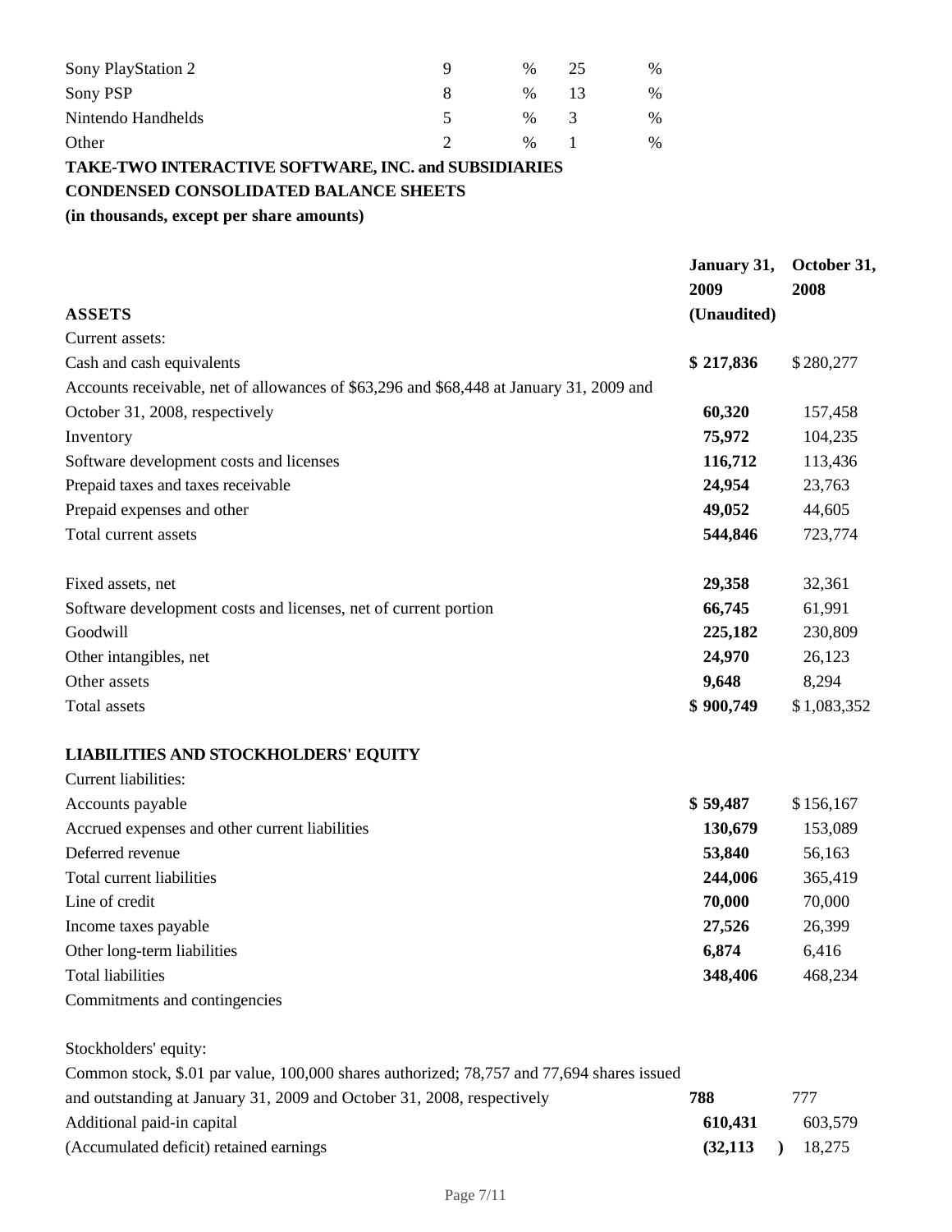| | | |
|---|---|---|
| Sony PlayStation 2 | 9 % | 25 % |
| Sony PSP | 8 % | 13 % |
| Nintendo Handhelds | 5 % | 3 % |
| Other | 2 % | 1 % |

**TAKE-TWO INTERACTIVE SOFTWARE, INC. and SUBSIDIARIES**

**CONDENSED CONSOLIDATED BALANCE SHEETS**

**(in thousands, except per share amounts)**

| **ASSETS** | **January 31, 2009 (Unaudited)** | **October 31, 2008** |
|---|---|---|
| Current assets: | | |
| Cash and cash equivalents | **$ 217,836** | $ 280,277 |
| Accounts receivable, net of allowances of $63,296 and $68,448 at January 31, 2009 and October 31, 2008, respectively | **60,320** | 157,458 |
| Inventory | **75,972** | 104,235 |
| Software development costs and licenses | **116,712** | 113,436 |
| Prepaid taxes and taxes receivable | **24,954** | 23,763 |
| Prepaid expenses and other | **49,052** | 44,605 |
| Total current assets | **544,846** | 723,774 |
| | | |
| Fixed assets, net | **29,358** | 32,361 |
| Software development costs and licenses, net of current portion | **66,745** | 61,991 |
| Goodwill | **225,182** | 230,809 |
| Other intangibles, net | **24,970** | 26,123 |
| Other assets | **9,648** | 8,294 |
| Total assets | **$ 900,749** | $ 1,083,352 |
| | | |
| **LIABILITIES AND STOCKHOLDERS' EQUITY** | | |
| Current liabilities: | | |
| Accounts payable | **$ 59,487** | $ 156,167 |
| Accrued expenses and other current liabilities | **130,679** | 153,089 |
| Deferred revenue | **53,840** | 56,163 |
| Total current liabilities | **244,006** | 365,419 |
| Line of credit | **70,000** | 70,000 |
| Income taxes payable | **27,526** | 26,399 |
| Other long-term liabilities | **6,874** | 6,416 |
| Total liabilities | **348,406** | 468,234 |
| Commitments and contingencies | | |
| | | |
| Stockholders' equity: | | |
| Common stock, $.01 par value, 100,000 shares authorized; 78,757 and 77,694 shares issued and outstanding at January 31, 2009 and October 31, 2008, respectively | **788** | 777 |
| Additional paid-in capital | **610,431** | 603,579 |
| (Accumulated deficit) retained earnings | **(32,113 )** | 18,275 |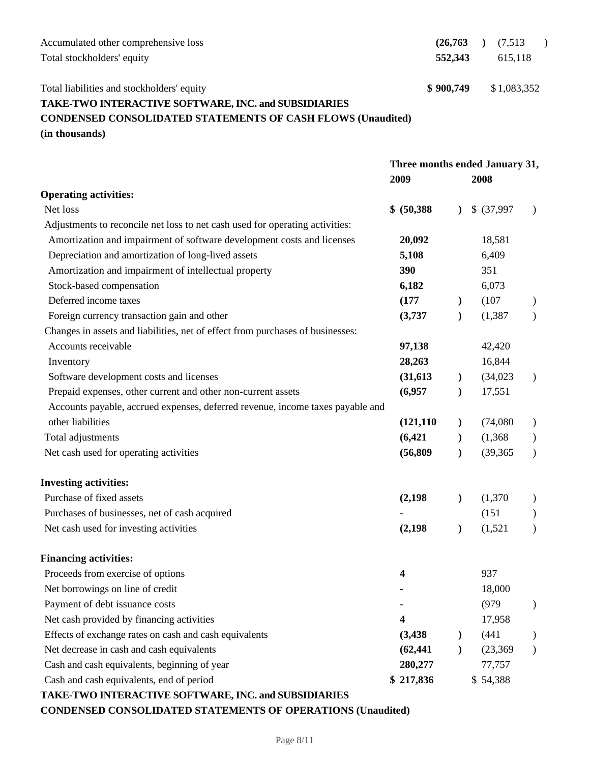| | | |
|---|---|---|
| Accumulated other comprehensive loss | **(26,763)** | (7,513) |
| Total stockholders' equity | **552,343** | 615,118 |
| | | |
| Total liabilities and stockholders' equity | **$ 900,749** | $ 1,083,352 |

**TAKE-TWO INTERACTIVE SOFTWARE, INC. and SUBSIDIARIES**

**CONDENSED CONSOLIDATED STATEMENTS OF CASH FLOWS (Unaudited)**

**(in thousands)**

| | Three months ended January 31, | |
|---|---|---|
| | **2009** | **2008** |
| **Operating activities:** | | |
| Net loss | **$ (50,388)** | $ (37,997) |
| Adjustments to reconcile net loss to net cash used for operating activities: | | |
| Amortization and impairment of software development costs and licenses | **20,092** | 18,581 |
| Depreciation and amortization of long-lived assets | **5,108** | 6,409 |
| Amortization and impairment of intellectual property | **390** | 351 |
| Stock-based compensation | **6,182** | 6,073 |
| Deferred income taxes | **(177)** | (107) |
| Foreign currency transaction gain and other | **(3,737)** | (1,387) |
| Changes in assets and liabilities, net of effect from purchases of businesses: | | |
| Accounts receivable | **97,138** | 42,420 |
| Inventory | **28,263** | 16,844 |
| Software development costs and licenses | **(31,613)** | (34,023) |
| Prepaid expenses, other current and other non-current assets | **(6,957)** | 17,551 |
| Accounts payable, accrued expenses, deferred revenue, income taxes payable and other liabilities | **(121,110)** | (74,080) |
| Total adjustments | **(6,421)** | (1,368) |
| Net cash used for operating activities | **(56,809)** | (39,365) |
| | | |
| **Investing activities:** | | |
| Purchase of fixed assets | **(2,198)** | (1,370) |
| Purchases of businesses, net of cash acquired | **-** | (151) |
| Net cash used for investing activities | **(2,198)** | (1,521) |
| | | |
| **Financing activities:** | | |
| Proceeds from exercise of options | **4** | 937 |
| Net borrowings on line of credit | **-** | 18,000 |
| Payment of debt issuance costs | **-** | (979) |
| Net cash provided by financing activities | **4** | 17,958 |
| Effects of exchange rates on cash and cash equivalents | **(3,438)** | (441) |
| Net decrease in cash and cash equivalents | **(62,441)** | (23,369) |
| Cash and cash equivalents, beginning of year | **280,277** | 77,757 |
| Cash and cash equivalents, end of period | **$ 217,836** | $ 54,388 |

**TAKE-TWO INTERACTIVE SOFTWARE, INC. and SUBSIDIARIES**

**CONDENSED CONSOLIDATED STATEMENTS OF OPERATIONS (Unaudited)**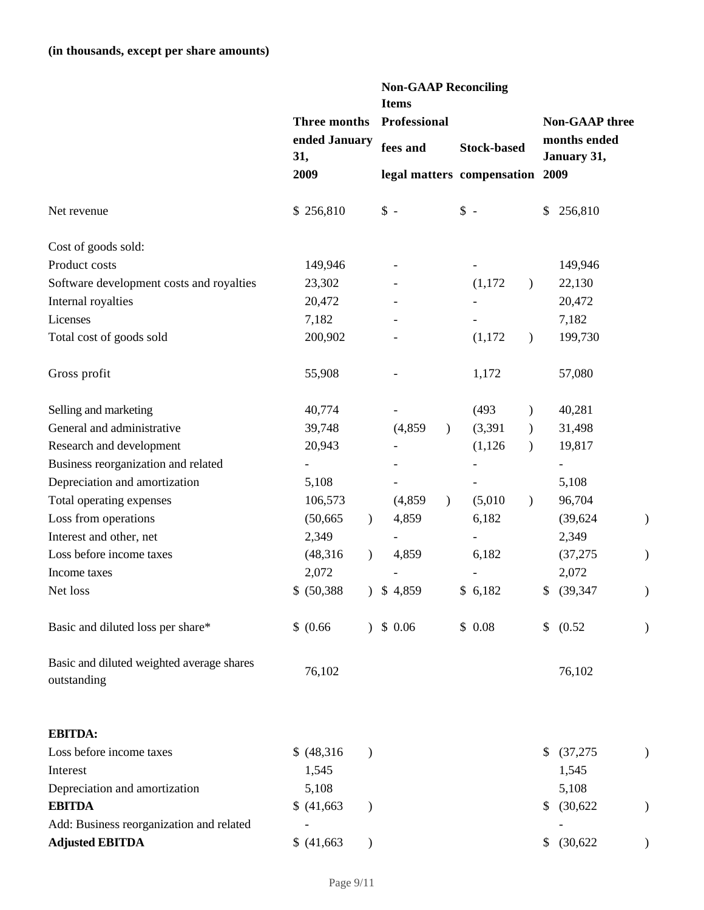**(in thousands, except per share amounts)**

| | Three months ended January 31, 2009 | Non-GAAP Reconciling Items Professional fees and legal matters | Stock-based compensation | Non-GAAP three months ended January 31, 2009 |
|---|---|---|---|---|
| Net revenue | $ 256,810 | $ - | $ - | $ 256,810 |
| Cost of goods sold: | | | | |
| Product costs | 149,946 | - | - | 149,946 |
| Software development costs and royalties | 23,302 | - | (1,172) | 22,130 |
| Internal royalties | 20,472 | - | - | 20,472 |
| Licenses | 7,182 | - | - | 7,182 |
| Total cost of goods sold | 200,902 | - | (1,172) | 199,730 |
| Gross profit | 55,908 | - | 1,172 | 57,080 |
| Selling and marketing | 40,774 | - | (493) | 40,281 |
| General and administrative | 39,748 | (4,859) | (3,391) | 31,498 |
| Research and development | 20,943 | - | (1,126) | 19,817 |
| Business reorganization and related | - | - | - | - |
| Depreciation and amortization | 5,108 | - | - | 5,108 |
| Total operating expenses | 106,573 | (4,859) | (5,010) | 96,704 |
| Loss from operations | (50,665) | 4,859 | 6,182 | (39,624) |
| Interest and other, net | 2,349 | - | - | 2,349 |
| Loss before income taxes | (48,316) | 4,859 | 6,182 | (37,275) |
| Income taxes | 2,072 | - | - | 2,072 |
| Net loss | $ (50,388) | $ 4,859 | $ 6,182 | $ (39,347) |
| Basic and diluted loss per share* | $ (0.66) | $ 0.06 | $ 0.08 | $ (0.52) |
| Basic and diluted weighted average shares outstanding | 76,102 | | | 76,102 |
| | | | | |
| **EBITDA:** | | | | |
| Loss before income taxes | $ (48,316) | | | $ (37,275) |
| Interest | 1,545 | | | 1,545 |
| Depreciation and amortization | 5,108 | | | 5,108 |
| **EBITDA** | $ (41,663) | | | $ (30,622) |
| Add: Business reorganization and related | - | | | - |
| **Adjusted EBITDA** | $ (41,663) | | | $ (30,622) |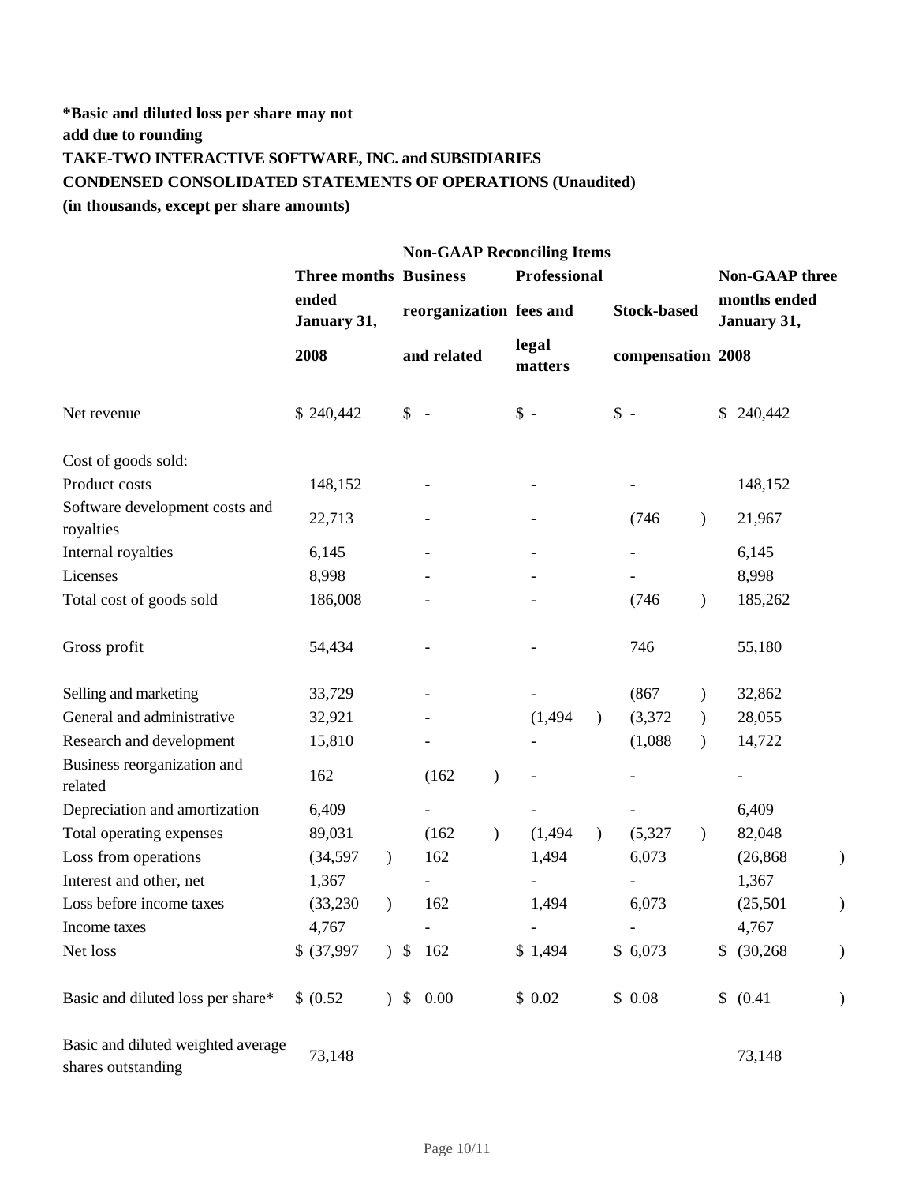**\*Basic and diluted loss per share may not add due to rounding**

**TAKE-TWO INTERACTIVE SOFTWARE, INC. and SUBSIDIARIES**

**CONDENSED CONSOLIDATED STATEMENTS OF OPERATIONS (Unaudited)**

**(in thousands, except per share amounts)**

| | | Non-GAAP Reconciling Items | | | |
|---|---|---|---|---|---|
| | Three months ended January 31, 2008 | Business reorganization and related | Professional fees and legal matters | Stock-based compensation | Non-GAAP three months ended January 31, 2008 |
| Net revenue | $ 240,442 | $ - | $ - | $ - | $ 240,442 |
| Cost of goods sold: | | | | | |
| Product costs | 148,152 | - | - | - | 148,152 |
| Software development costs and royalties | 22,713 | - | - | (746) | 21,967 |
| Internal royalties | 6,145 | - | - | - | 6,145 |
| Licenses | 8,998 | - | - | - | 8,998 |
| Total cost of goods sold | 186,008 | - | - | (746) | 185,262 |
| Gross profit | 54,434 | - | - | 746 | 55,180 |
| Selling and marketing | 33,729 | - | - | (867) | 32,862 |
| General and administrative | 32,921 | - | (1,494) | (3,372) | 28,055 |
| Research and development | 15,810 | - | - | (1,088) | 14,722 |
| Business reorganization and related | 162 | (162) | - | - | - |
| Depreciation and amortization | 6,409 | - | - | - | 6,409 |
| Total operating expenses | 89,031 | (162) | (1,494) | (5,327) | 82,048 |
| Loss from operations | (34,597) | 162 | 1,494 | 6,073 | (26,868) |
| Interest and other, net | 1,367 | - | - | - | 1,367 |
| Loss before income taxes | (33,230) | 162 | 1,494 | 6,073 | (25,501) |
| Income taxes | 4,767 | - | - | - | 4,767 |
| Net loss | $ (37,997) | $ 162 | $ 1,494 | $ 6,073 | $ (30,268) |
| Basic and diluted loss per share* | $ (0.52) | $ 0.00 | $ 0.02 | $ 0.08 | $ (0.41) |
| Basic and diluted weighted average shares outstanding | 73,148 | | | | 73,148 |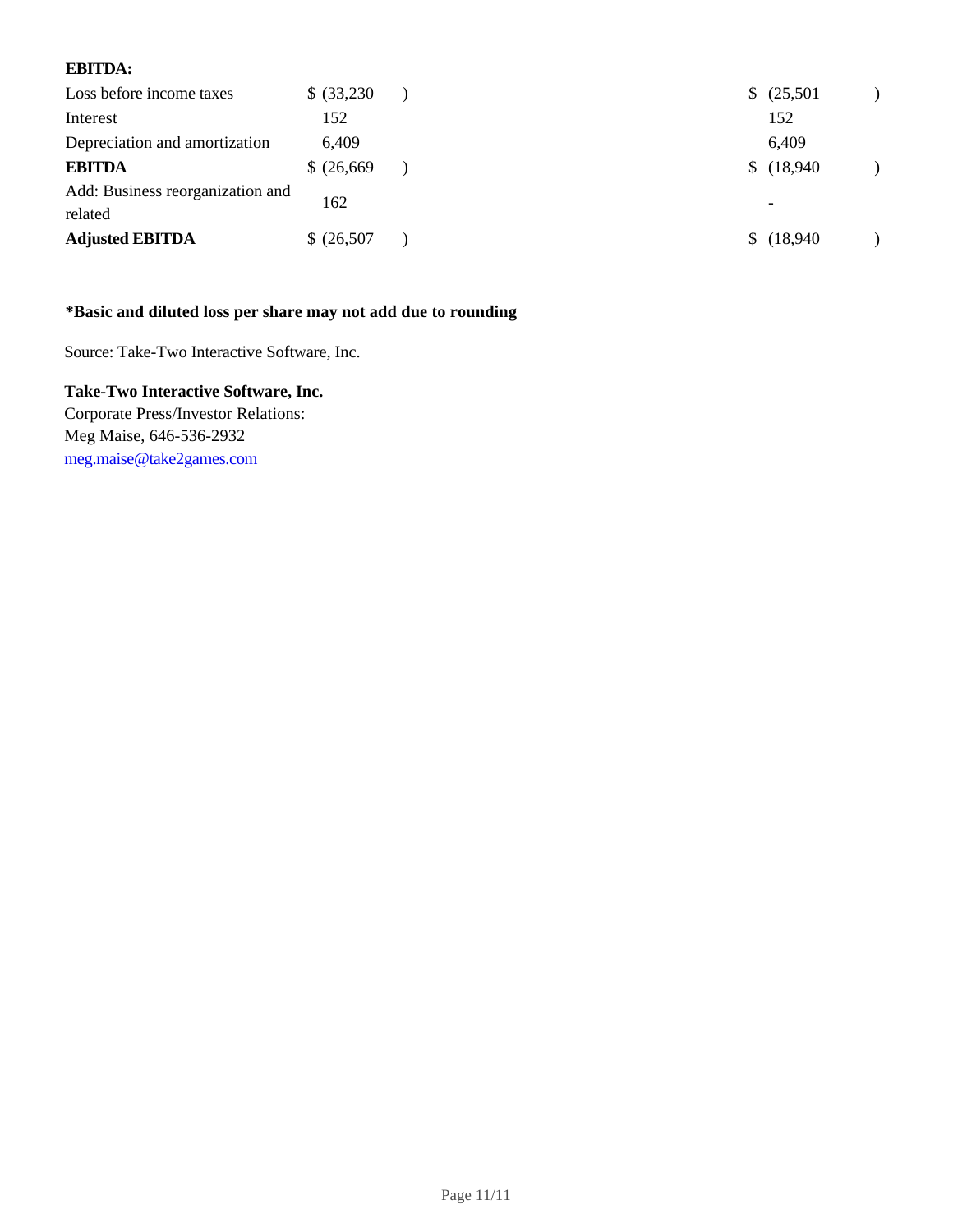**EBITDA:**

| | | |
|---|---|---|
| Loss before income taxes | $ (33,230) | $ (25,501) |
| Interest | 152 | 152 |
| Depreciation and amortization | 6,409 | 6,409 |
| **EBITDA** | $ (26,669) | $ (18,940) |
| Add: Business reorganization and related | 162 | - |
| **Adjusted EBITDA** | $ (26,507) | $ (18,940) |

***Basic and diluted loss per share may not add due to rounding**

Source: Take-Two Interactive Software, Inc.

**Take-Two Interactive Software, Inc.**
Corporate Press/Investor Relations:
Meg Maise, 646-536-2932
meg.maise@take2games.com